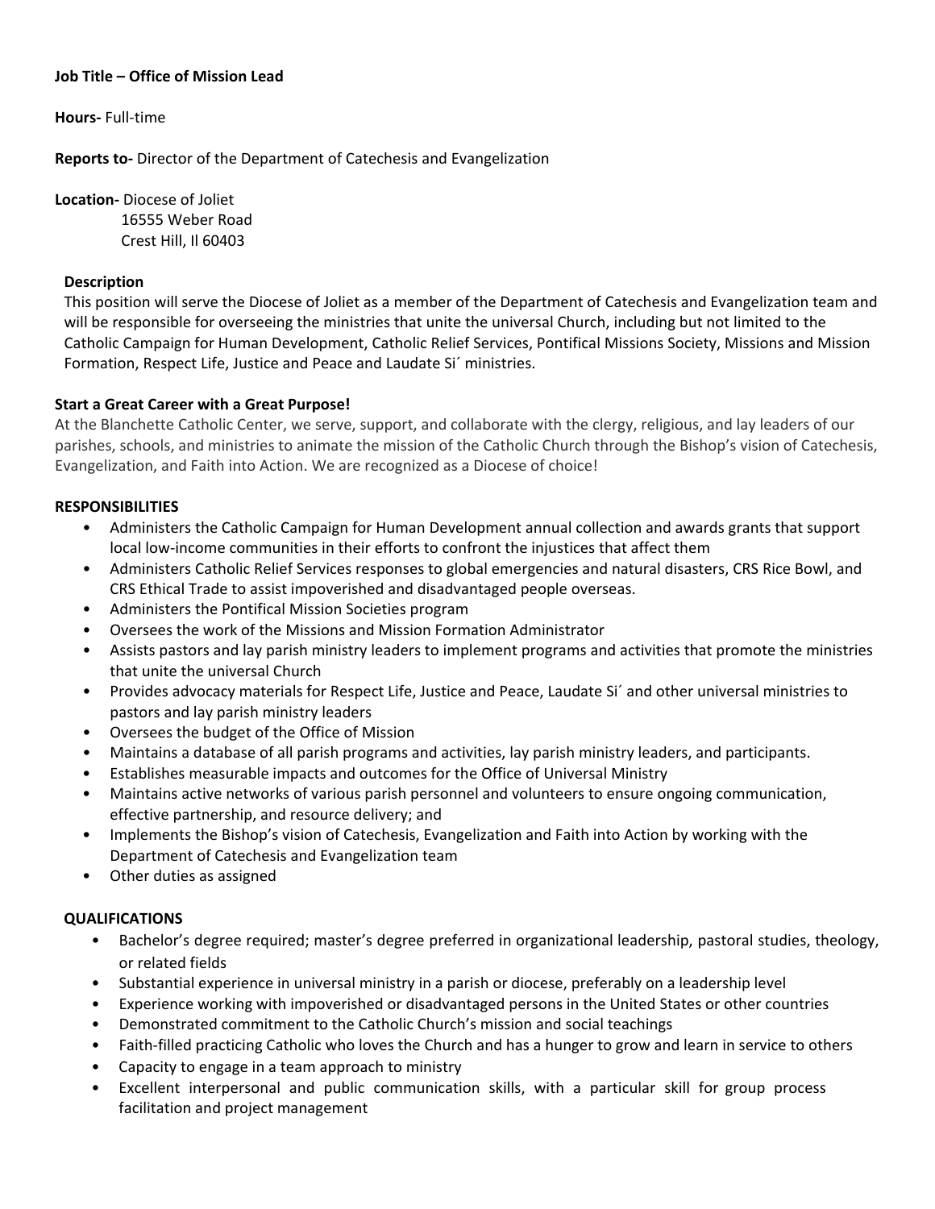**Job Title – Office of Mission Lead**

**Hours-** Full-time

**Reports to-** Director of the Department of Catechesis and Evangelization

**Location-** Diocese of Joliet
16555 Weber Road
Crest Hill, Il 60403

**Description**

This position will serve the Diocese of Joliet as a member of the Department of Catechesis and Evangelization team and will be responsible for overseeing the ministries that unite the universal Church, including but not limited to the Catholic Campaign for Human Development, Catholic Relief Services, Pontifical Missions Society, Missions and Mission Formation, Respect Life, Justice and Peace and Laudate Si´ ministries.

**Start a Great Career with a Great Purpose!**

At the Blanchette Catholic Center, we serve, support, and collaborate with the clergy, religious, and lay leaders of our parishes, schools, and ministries to animate the mission of the Catholic Church through the Bishop's vision of Catechesis, Evangelization, and Faith into Action. We are recognized as a Diocese of choice!

**RESPONSIBILITIES**

- Administers the Catholic Campaign for Human Development annual collection and awards grants that support local low-income communities in their efforts to confront the injustices that affect them
- Administers Catholic Relief Services responses to global emergencies and natural disasters, CRS Rice Bowl, and CRS Ethical Trade to assist impoverished and disadvantaged people overseas.
- Administers the Pontifical Mission Societies program
- Oversees the work of the Missions and Mission Formation Administrator
- Assists pastors and lay parish ministry leaders to implement programs and activities that promote the ministries that unite the universal Church
- Provides advocacy materials for Respect Life, Justice and Peace, Laudate Si´ and other universal ministries to pastors and lay parish ministry leaders
- Oversees the budget of the Office of Mission
- Maintains a database of all parish programs and activities, lay parish ministry leaders, and participants.
- Establishes measurable impacts and outcomes for the Office of Universal Ministry
- Maintains active networks of various parish personnel and volunteers to ensure ongoing communication, effective partnership, and resource delivery; and
- Implements the Bishop's vision of Catechesis, Evangelization and Faith into Action by working with the Department of Catechesis and Evangelization team
- Other duties as assigned

**QUALIFICATIONS**

- Bachelor's degree required; master's degree preferred in organizational leadership, pastoral studies, theology, or related fields
- Substantial experience in universal ministry in a parish or diocese, preferably on a leadership level
- Experience working with impoverished or disadvantaged persons in the United States or other countries
- Demonstrated commitment to the Catholic Church's mission and social teachings
- Faith-filled practicing Catholic who loves the Church and has a hunger to grow and learn in service to others
- Capacity to engage in a team approach to ministry
- Excellent interpersonal and public communication skills, with a particular skill for group process facilitation and project management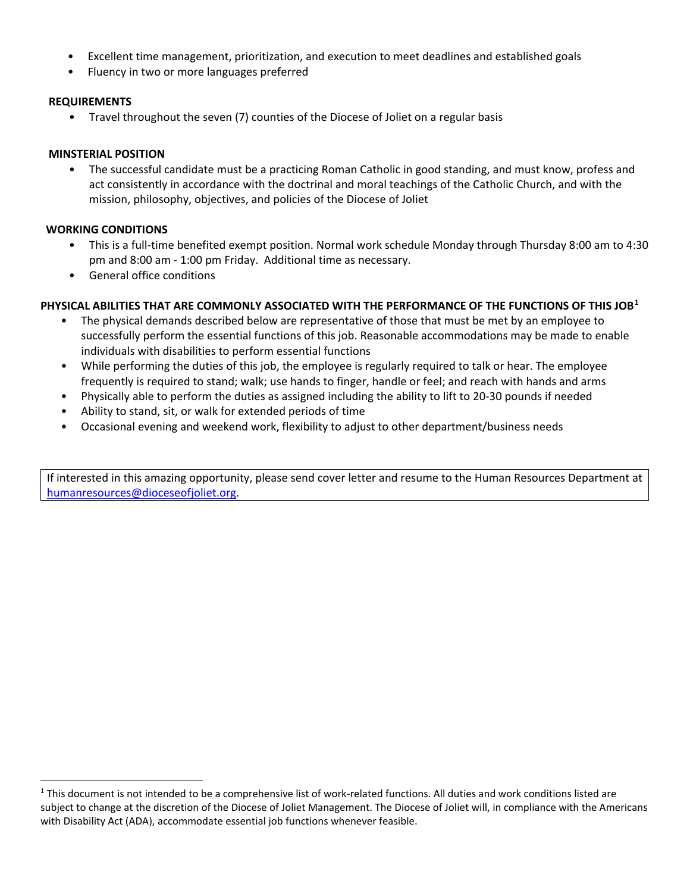- Excellent time management, prioritization, and execution to meet deadlines and established goals
- Fluency in two or more languages preferred

**REQUIREMENTS**

- Travel throughout the seven (7) counties of the Diocese of Joliet on a regular basis

**MINSTERIAL POSITION**

- The successful candidate must be a practicing Roman Catholic in good standing, and must know, profess and act consistently in accordance with the doctrinal and moral teachings of the Catholic Church, and with the mission, philosophy, objectives, and policies of the Diocese of Joliet

**WORKING CONDITIONS**

- This is a full-time benefited exempt position. Normal work schedule Monday through Thursday 8:00 am to 4:30 pm and 8:00 am - 1:00 pm Friday. Additional time as necessary.
- General office conditions

**PHYSICAL ABILITIES THAT ARE COMMONLY ASSOCIATED WITH THE PERFORMANCE OF THE FUNCTIONS OF THIS JOB[1]**

- The physical demands described below are representative of those that must be met by an employee to successfully perform the essential functions of this job. Reasonable accommodations may be made to enable individuals with disabilities to perform essential functions
- While performing the duties of this job, the employee is regularly required to talk or hear. The employee frequently is required to stand; walk; use hands to finger, handle or feel; and reach with hands and arms
- Physically able to perform the duties as assigned including the ability to lift to 20-30 pounds if needed
- Ability to stand, sit, or walk for extended periods of time
- Occasional evening and weekend work, flexibility to adjust to other department/business needs

If interested in this amazing opportunity, please send cover letter and resume to the Human Resources Department at humanresources@dioceseofjoliet.org.

[1] This document is not intended to be a comprehensive list of work-related functions. All duties and work conditions listed are subject to change at the discretion of the Diocese of Joliet Management. The Diocese of Joliet will, in compliance with the Americans with Disability Act (ADA), accommodate essential job functions whenever feasible.